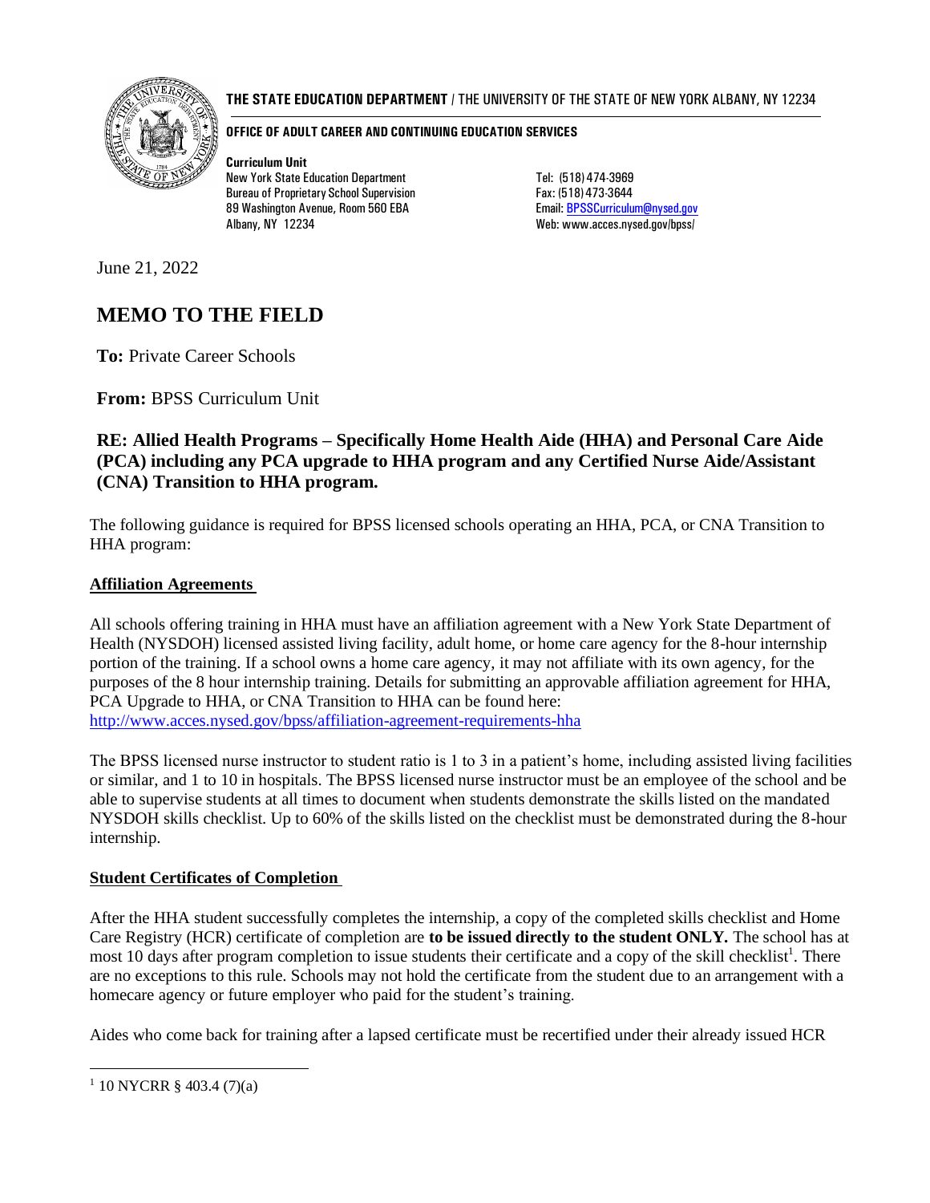**THE STATE EDUCATION DEPARTMENT** / THE UNIVERSITY OF THE STATE OF NEW YORK ALBANY, NY 12234

**OFFICE OF ADULT CAREER AND CONTINUING EDUCATION SERVICES**

**Curriculum Unit**
New York State Education Department
Bureau of Proprietary School Supervision
89 Washington Avenue, Room 560 EBA
Albany, NY 12234

Tel: (518) 474-3969
Fax: (518) 473-3644
Email: BPSSCurriculum@nysed.gov
Web: www.acces.nysed.gov/bpss/

June 21, 2022

# MEMO TO THE FIELD

**To:** Private Career Schools

**From:** BPSS Curriculum Unit

### RE: Allied Health Programs – Specifically Home Health Aide (HHA) and Personal Care Aide (PCA) including any PCA upgrade to HHA program and any Certified Nurse Aide/Assistant (CNA) Transition to HHA program.

The following guidance is required for BPSS licensed schools operating an HHA, PCA, or CNA Transition to HHA program:

**Affiliation Agreements**

All schools offering training in HHA must have an affiliation agreement with a New York State Department of Health (NYSDOH) licensed assisted living facility, adult home, or home care agency for the 8-hour internship portion of the training. If a school owns a home care agency, it may not affiliate with its own agency, for the purposes of the 8 hour internship training. Details for submitting an approvable affiliation agreement for HHA, PCA Upgrade to HHA, or CNA Transition to HHA can be found here:
http://www.acces.nysed.gov/bpss/affiliation-agreement-requirements-hha

The BPSS licensed nurse instructor to student ratio is 1 to 3 in a patient's home, including assisted living facilities or similar, and 1 to 10 in hospitals. The BPSS licensed nurse instructor must be an employee of the school and be able to supervise students at all times to document when students demonstrate the skills listed on the mandated NYSDOH skills checklist. Up to 60% of the skills listed on the checklist must be demonstrated during the 8-hour internship.

**Student Certificates of Completion**

After the HHA student successfully completes the internship, a copy of the completed skills checklist and Home Care Registry (HCR) certificate of completion are **to be issued directly to the student ONLY.** The school has at most 10 days after program completion to issue students their certificate and a copy of the skill checklist[1]. There are no exceptions to this rule. Schools may not hold the certificate from the student due to an arrangement with a homecare agency or future employer who paid for the student's training.

Aides who come back for training after a lapsed certificate must be recertified under their already issued HCR

[1] 10 NYCRR § 403.4 (7)(a)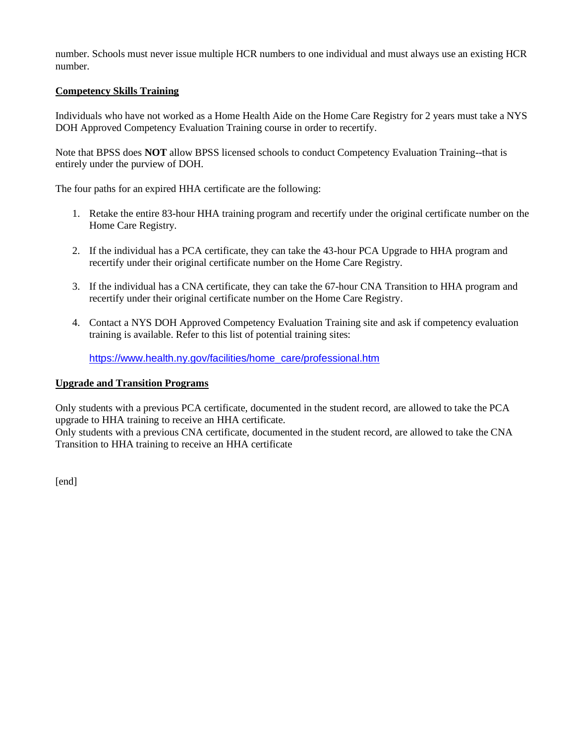number. Schools must never issue multiple HCR numbers to one individual and must always use an existing HCR number.

**Competency Skills Training**

Individuals who have not worked as a Home Health Aide on the Home Care Registry for 2 years must take a NYS DOH Approved Competency Evaluation Training course in order to recertify.

Note that BPSS does **NOT** allow BPSS licensed schools to conduct Competency Evaluation Training--that is entirely under the purview of DOH.

The four paths for an expired HHA certificate are the following:

1. Retake the entire 83-hour HHA training program and recertify under the original certificate number on the Home Care Registry.

2. If the individual has a PCA certificate, they can take the 43-hour PCA Upgrade to HHA program and recertify under their original certificate number on the Home Care Registry.

3. If the individual has a CNA certificate, they can take the 67-hour CNA Transition to HHA program and recertify under their original certificate number on the Home Care Registry.

4. Contact a NYS DOH Approved Competency Evaluation Training site and ask if competency evaluation training is available. Refer to this list of potential training sites:

   https://www.health.ny.gov/facilities/home_care/professional.htm

**Upgrade and Transition Programs**

Only students with a previous PCA certificate, documented in the student record, are allowed to take the PCA upgrade to HHA training to receive an HHA certificate.
Only students with a previous CNA certificate, documented in the student record, are allowed to take the CNA Transition to HHA training to receive an HHA certificate

[end]